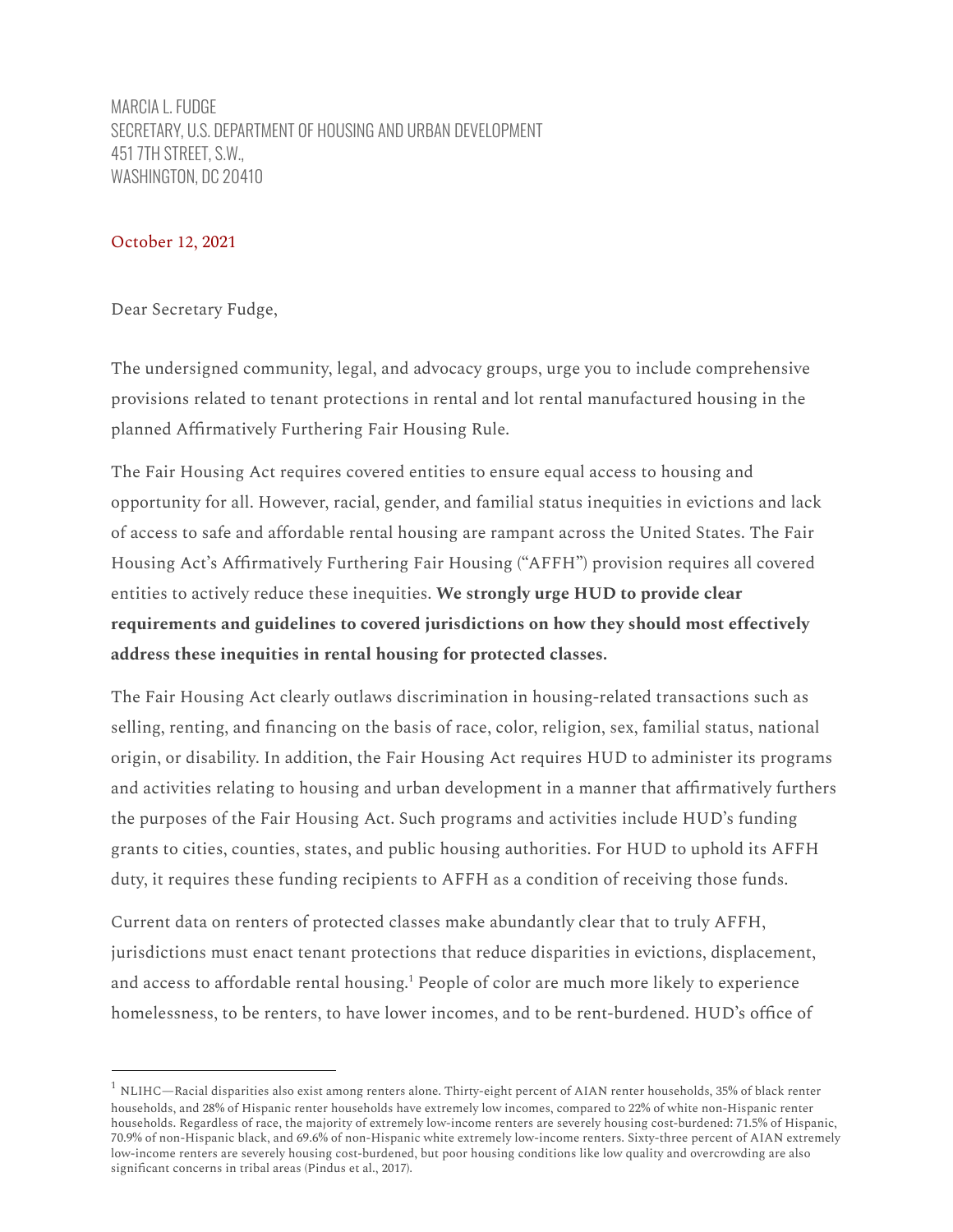MARCIA L. FUDGE
SECRETARY, U.S. DEPARTMENT OF HOUSING AND URBAN DEVELOPMENT
451 7TH STREET, S.W.,
WASHINGTON, DC 20410

October 12, 2021

Dear Secretary Fudge,

The undersigned community, legal, and advocacy groups, urge you to include comprehensive provisions related to tenant protections in rental and lot rental manufactured housing in the planned Affirmatively Furthering Fair Housing Rule.

The Fair Housing Act requires covered entities to ensure equal access to housing and opportunity for all. However, racial, gender, and familial status inequities in evictions and lack of access to safe and affordable rental housing are rampant across the United States. The Fair Housing Act's Affirmatively Furthering Fair Housing ("AFFH") provision requires all covered entities to actively reduce these inequities. **We strongly urge HUD to provide clear requirements and guidelines to covered jurisdictions on how they should most effectively address these inequities in rental housing for protected classes.**

The Fair Housing Act clearly outlaws discrimination in housing-related transactions such as selling, renting, and financing on the basis of race, color, religion, sex, familial status, national origin, or disability. In addition, the Fair Housing Act requires HUD to administer its programs and activities relating to housing and urban development in a manner that affirmatively furthers the purposes of the Fair Housing Act. Such programs and activities include HUD's funding grants to cities, counties, states, and public housing authorities. For HUD to uphold its AFFH duty, it requires these funding recipients to AFFH as a condition of receiving those funds.

Current data on renters of protected classes make abundantly clear that to truly AFFH, jurisdictions must enact tenant protections that reduce disparities in evictions, displacement, and access to affordable rental housing.[1] People of color are much more likely to experience homelessness, to be renters, to have lower incomes, and to be rent-burdened. HUD's office of

[1] NLIHC—Racial disparities also exist among renters alone. Thirty-eight percent of AIAN renter households, 35% of black renter households, and 28% of Hispanic renter households have extremely low incomes, compared to 22% of white non-Hispanic renter households. Regardless of race, the majority of extremely low-income renters are severely housing cost-burdened: 71.5% of Hispanic, 70.9% of non-Hispanic black, and 69.6% of non-Hispanic white extremely low-income renters. Sixty-three percent of AIAN extremely low-income renters are severely housing cost-burdened, but poor housing conditions like low quality and overcrowding are also significant concerns in tribal areas (Pindus et al., 2017).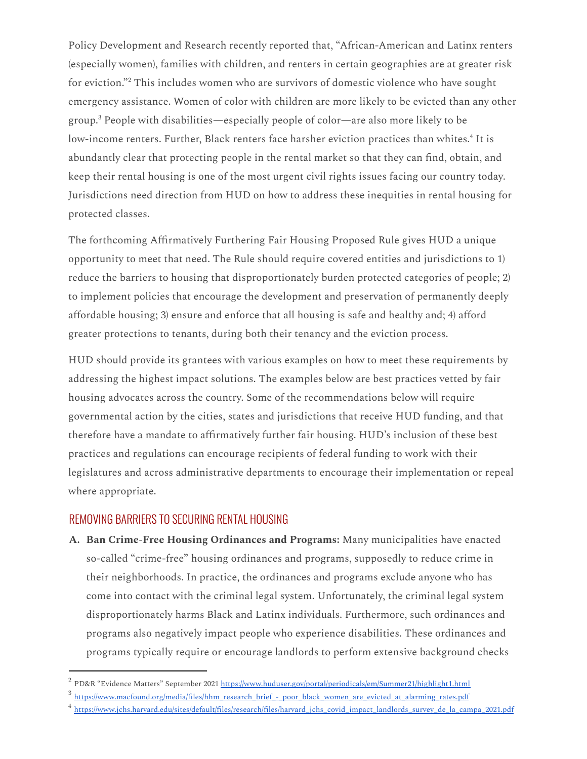Policy Development and Research recently reported that, "African-American and Latinx renters (especially women), families with children, and renters in certain geographies are at greater risk for eviction."[2] This includes women who are survivors of domestic violence who have sought emergency assistance. Women of color with children are more likely to be evicted than any other group.[3] People with disabilities—especially people of color—are also more likely to be low-income renters. Further, Black renters face harsher eviction practices than whites.[4] It is abundantly clear that protecting people in the rental market so that they can find, obtain, and keep their rental housing is one of the most urgent civil rights issues facing our country today. Jurisdictions need direction from HUD on how to address these inequities in rental housing for protected classes.

The forthcoming Affirmatively Furthering Fair Housing Proposed Rule gives HUD a unique opportunity to meet that need. The Rule should require covered entities and jurisdictions to 1) reduce the barriers to housing that disproportionately burden protected categories of people; 2) to implement policies that encourage the development and preservation of permanently deeply affordable housing; 3) ensure and enforce that all housing is safe and healthy and; 4) afford greater protections to tenants, during both their tenancy and the eviction process.

HUD should provide its grantees with various examples on how to meet these requirements by addressing the highest impact solutions. The examples below are best practices vetted by fair housing advocates across the country. Some of the recommendations below will require governmental action by the cities, states and jurisdictions that receive HUD funding, and that therefore have a mandate to affirmatively further fair housing. HUD's inclusion of these best practices and regulations can encourage recipients of federal funding to work with their legislatures and across administrative departments to encourage their implementation or repeal where appropriate.

## REMOVING BARRIERS TO SECURING RENTAL HOUSING

**A. Ban Crime-Free Housing Ordinances and Programs:** Many municipalities have enacted so-called "crime-free" housing ordinances and programs, supposedly to reduce crime in their neighborhoods. In practice, the ordinances and programs exclude anyone who has come into contact with the criminal legal system. Unfortunately, the criminal legal system disproportionately harms Black and Latinx individuals. Furthermore, such ordinances and programs also negatively impact people who experience disabilities. These ordinances and programs typically require or encourage landlords to perform extensive background checks

---

[2] PD&R "Evidence Matters" September 2021 https://www.huduser.gov/portal/periodicals/em/Summer21/highlight1.html

[3] https://www.macfound.org/media/files/hhm_research_brief_-_poor_black_women_are_evicted_at_alarming_rates.pdf

[4] https://www.jchs.harvard.edu/sites/default/files/research/files/harvard_jchs_covid_impact_landlords_survey_de_la_campa_2021.pdf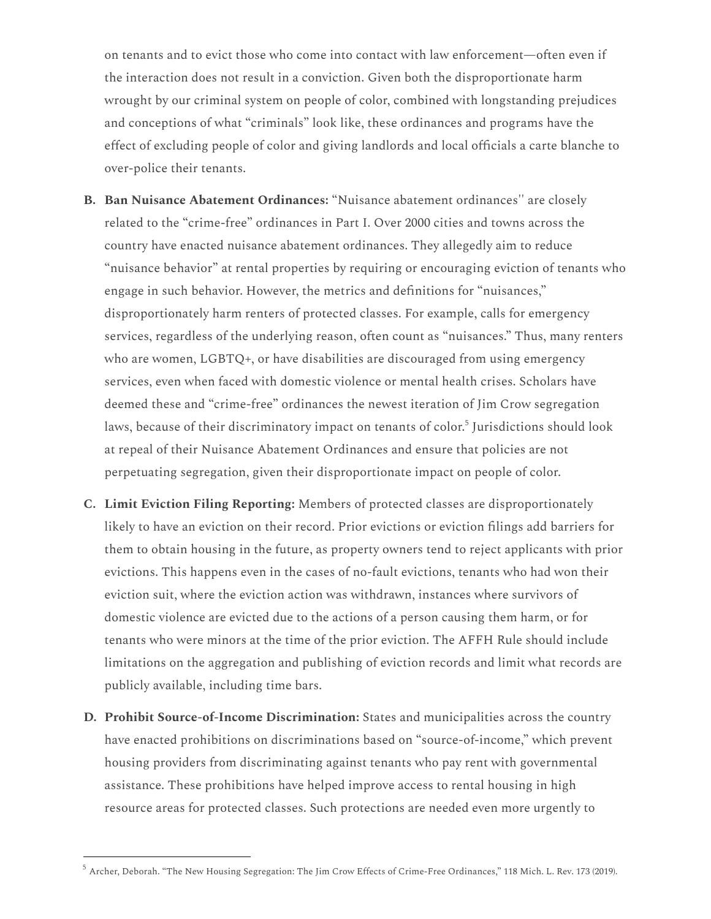on tenants and to evict those who come into contact with law enforcement—often even if the interaction does not result in a conviction. Given both the disproportionate harm wrought by our criminal system on people of color, combined with longstanding prejudices and conceptions of what "criminals" look like, these ordinances and programs have the effect of excluding people of color and giving landlords and local officials a carte blanche to over-police their tenants.

B. **Ban Nuisance Abatement Ordinances:** "Nuisance abatement ordinances'' are closely related to the "crime-free" ordinances in Part I. Over 2000 cities and towns across the country have enacted nuisance abatement ordinances. They allegedly aim to reduce "nuisance behavior" at rental properties by requiring or encouraging eviction of tenants who engage in such behavior. However, the metrics and definitions for "nuisances," disproportionately harm renters of protected classes. For example, calls for emergency services, regardless of the underlying reason, often count as "nuisances." Thus, many renters who are women, LGBTQ+, or have disabilities are discouraged from using emergency services, even when faced with domestic violence or mental health crises. Scholars have deemed these and "crime-free" ordinances the newest iteration of Jim Crow segregation laws, because of their discriminatory impact on tenants of color.[5] Jurisdictions should look at repeal of their Nuisance Abatement Ordinances and ensure that policies are not perpetuating segregation, given their disproportionate impact on people of color.

C. **Limit Eviction Filing Reporting:** Members of protected classes are disproportionately likely to have an eviction on their record. Prior evictions or eviction filings add barriers for them to obtain housing in the future, as property owners tend to reject applicants with prior evictions. This happens even in the cases of no-fault evictions, tenants who had won their eviction suit, where the eviction action was withdrawn, instances where survivors of domestic violence are evicted due to the actions of a person causing them harm, or for tenants who were minors at the time of the prior eviction. The AFFH Rule should include limitations on the aggregation and publishing of eviction records and limit what records are publicly available, including time bars.

D. **Prohibit Source-of-Income Discrimination:** States and municipalities across the country have enacted prohibitions on discriminations based on "source-of-income," which prevent housing providers from discriminating against tenants who pay rent with governmental assistance. These prohibitions have helped improve access to rental housing in high resource areas for protected classes. Such protections are needed even more urgently to

---

[5] Archer, Deborah. "The New Housing Segregation: The Jim Crow Effects of Crime-Free Ordinances," 118 Mich. L. Rev. 173 (2019).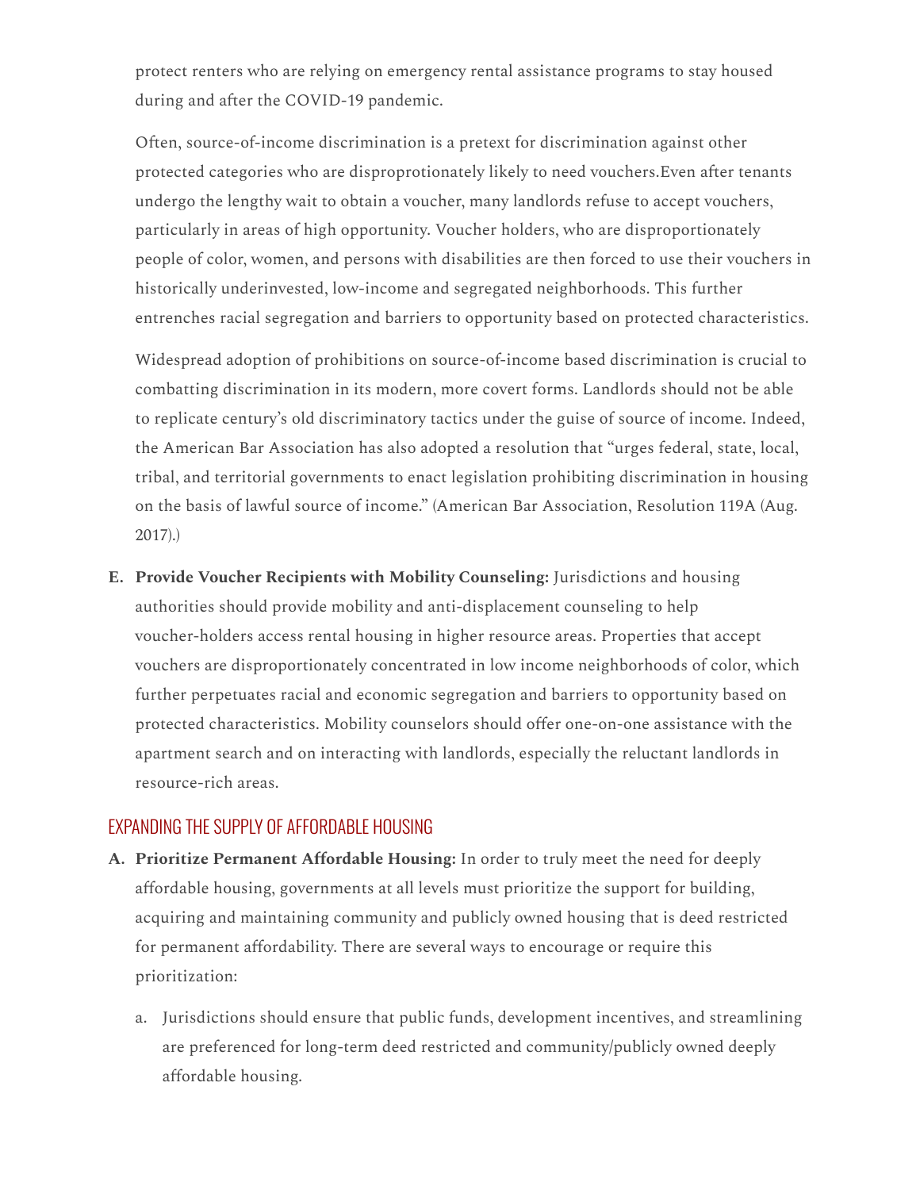protect renters who are relying on emergency rental assistance programs to stay housed during and after the COVID-19 pandemic.

Often, source-of-income discrimination is a pretext for discrimination against other protected categories who are disproprotionately likely to need vouchers.Even after tenants undergo the lengthy wait to obtain a voucher, many landlords refuse to accept vouchers, particularly in areas of high opportunity. Voucher holders, who are disproportionately people of color, women, and persons with disabilities are then forced to use their vouchers in historically underinvested, low-income and segregated neighborhoods. This further entrenches racial segregation and barriers to opportunity based on protected characteristics.

Widespread adoption of prohibitions on source-of-income based discrimination is crucial to combatting discrimination in its modern, more covert forms. Landlords should not be able to replicate century's old discriminatory tactics under the guise of source of income. Indeed, the American Bar Association has also adopted a resolution that "urges federal, state, local, tribal, and territorial governments to enact legislation prohibiting discrimination in housing on the basis of lawful source of income." (American Bar Association, Resolution 119A (Aug. 2017).)

E. **Provide Voucher Recipients with Mobility Counseling:** Jurisdictions and housing authorities should provide mobility and anti-displacement counseling to help voucher-holders access rental housing in higher resource areas. Properties that accept vouchers are disproportionately concentrated in low income neighborhoods of color, which further perpetuates racial and economic segregation and barriers to opportunity based on protected characteristics. Mobility counselors should offer one-on-one assistance with the apartment search and on interacting with landlords, especially the reluctant landlords in resource-rich areas.

## EXPANDING THE SUPPLY OF AFFORDABLE HOUSING

A. **Prioritize Permanent Affordable Housing:** In order to truly meet the need for deeply affordable housing, governments at all levels must prioritize the support for building, acquiring and maintaining community and publicly owned housing that is deed restricted for permanent affordability. There are several ways to encourage or require this prioritization:

   a. Jurisdictions should ensure that public funds, development incentives, and streamlining are preferenced for long-term deed restricted and community/publicly owned deeply affordable housing.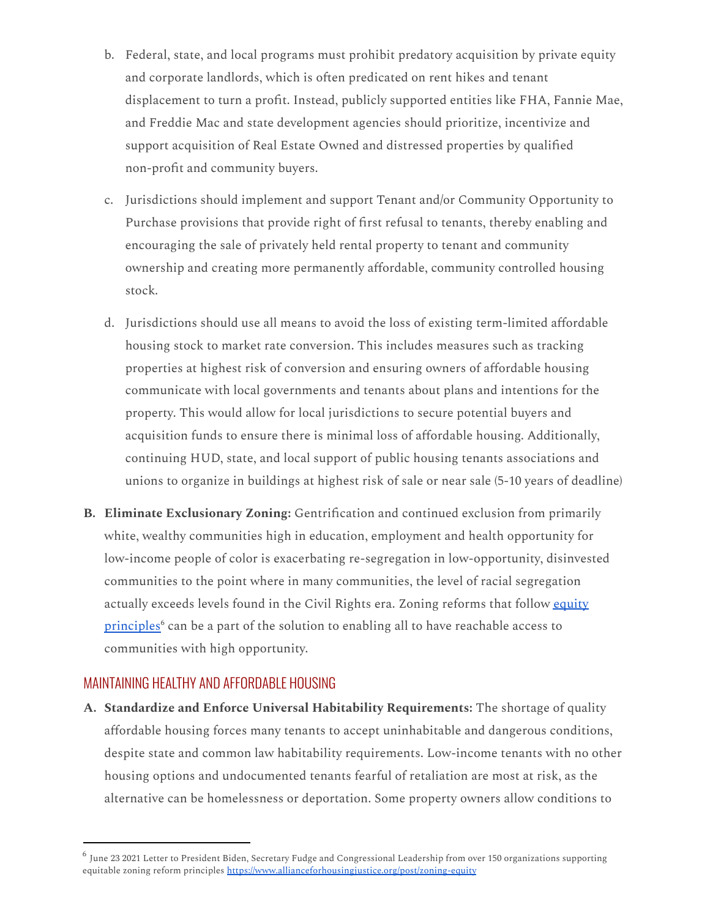b. Federal, state, and local programs must prohibit predatory acquisition by private equity and corporate landlords, which is often predicated on rent hikes and tenant displacement to turn a profit. Instead, publicly supported entities like FHA, Fannie Mae, and Freddie Mac and state development agencies should prioritize, incentivize and support acquisition of Real Estate Owned and distressed properties by qualified non-profit and community buyers.

c. Jurisdictions should implement and support Tenant and/or Community Opportunity to Purchase provisions that provide right of first refusal to tenants, thereby enabling and encouraging the sale of privately held rental property to tenant and community ownership and creating more permanently affordable, community controlled housing stock.

d. Jurisdictions should use all means to avoid the loss of existing term-limited affordable housing stock to market rate conversion. This includes measures such as tracking properties at highest risk of conversion and ensuring owners of affordable housing communicate with local governments and tenants about plans and intentions for the property. This would allow for local jurisdictions to secure potential buyers and acquisition funds to ensure there is minimal loss of affordable housing. Additionally, continuing HUD, state, and local support of public housing tenants associations and unions to organize in buildings at highest risk of sale or near sale (5-10 years of deadline)

**B. Eliminate Exclusionary Zoning:** Gentrification and continued exclusion from primarily white, wealthy communities high in education, employment and health opportunity for low-income people of color is exacerbating re-segregation in low-opportunity, disinvested communities to the point where in many communities, the level of racial segregation actually exceeds levels found in the Civil Rights era. Zoning reforms that follow [equity principles](https://www.allianceforhousingjustice.org/post/zoning-equity)[6] can be a part of the solution to enabling all to have reachable access to communities with high opportunity.

## MAINTAINING HEALTHY AND AFFORDABLE HOUSING

**A. Standardize and Enforce Universal Habitability Requirements:** The shortage of quality affordable housing forces many tenants to accept uninhabitable and dangerous conditions, despite state and common law habitability requirements. Low-income tenants with no other housing options and undocumented tenants fearful of retaliation are most at risk, as the alternative can be homelessness or deportation. Some property owners allow conditions to

---

[6] June 23 2021 Letter to President Biden, Secretary Fudge and Congressional Leadership from over 150 organizations supporting equitable zoning reform principles https://www.allianceforhousingjustice.org/post/zoning-equity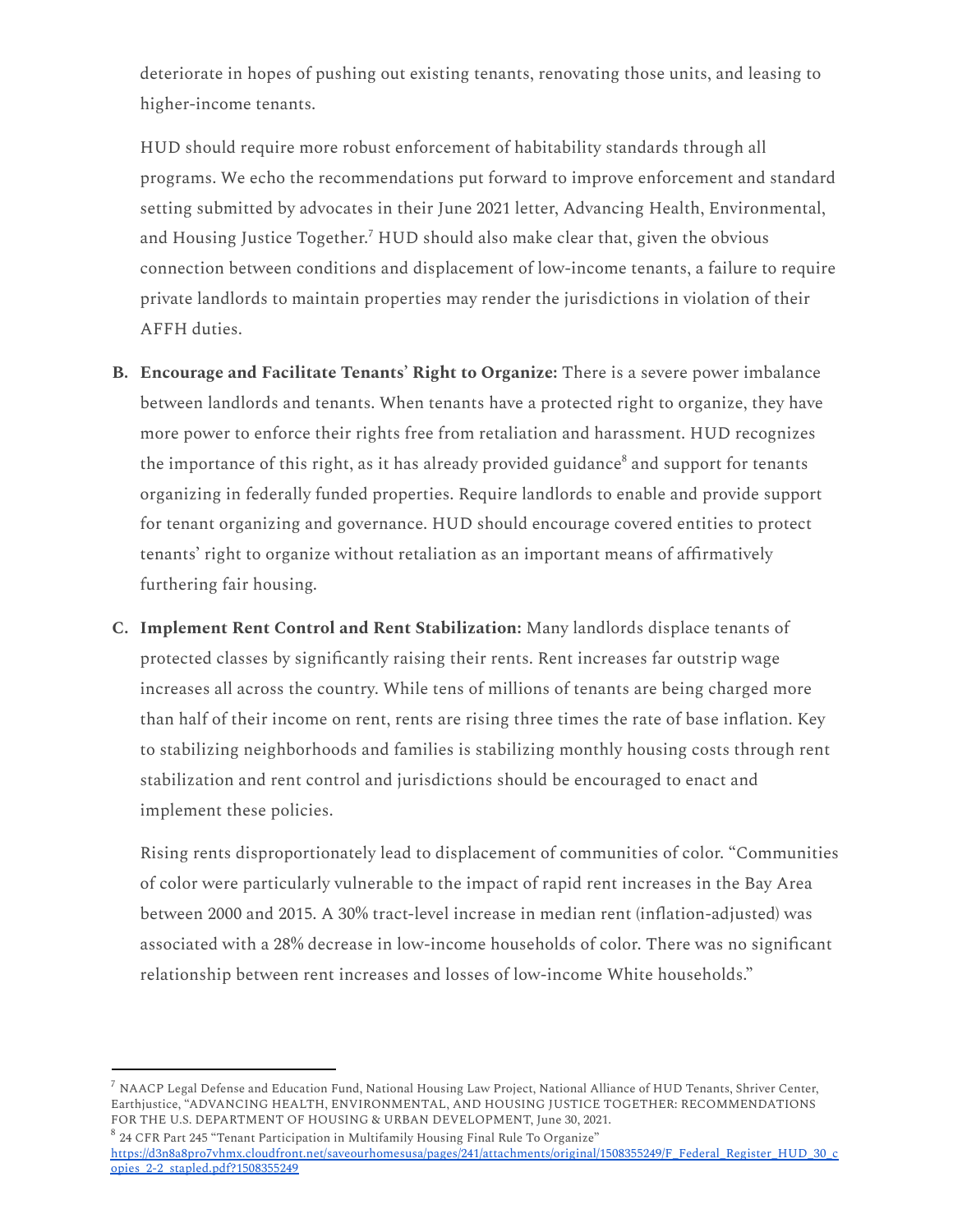deteriorate in hopes of pushing out existing tenants, renovating those units, and leasing to higher-income tenants.

HUD should require more robust enforcement of habitability standards through all programs. We echo the recommendations put forward to improve enforcement and standard setting submitted by advocates in their June 2021 letter, Advancing Health, Environmental, and Housing Justice Together.[7] HUD should also make clear that, given the obvious connection between conditions and displacement of low-income tenants, a failure to require private landlords to maintain properties may render the jurisdictions in violation of their AFFH duties.

B. **Encourage and Facilitate Tenants' Right to Organize:** There is a severe power imbalance between landlords and tenants. When tenants have a protected right to organize, they have more power to enforce their rights free from retaliation and harassment. HUD recognizes the importance of this right, as it has already provided guidance[8] and support for tenants organizing in federally funded properties. Require landlords to enable and provide support for tenant organizing and governance. HUD should encourage covered entities to protect tenants' right to organize without retaliation as an important means of affirmatively furthering fair housing.

C. **Implement Rent Control and Rent Stabilization:** Many landlords displace tenants of protected classes by significantly raising their rents. Rent increases far outstrip wage increases all across the country. While tens of millions of tenants are being charged more than half of their income on rent, rents are rising three times the rate of base inflation. Key to stabilizing neighborhoods and families is stabilizing monthly housing costs through rent stabilization and rent control and jurisdictions should be encouraged to enact and implement these policies.

   Rising rents disproportionately lead to displacement of communities of color. "Communities of color were particularly vulnerable to the impact of rapid rent increases in the Bay Area between 2000 and 2015. A 30% tract-level increase in median rent (inflation-adjusted) was associated with a 28% decrease in low-income households of color. There was no significant relationship between rent increases and losses of low-income White households."

---

[7] NAACP Legal Defense and Education Fund, National Housing Law Project, National Alliance of HUD Tenants, Shriver Center, Earthjustice, "ADVANCING HEALTH, ENVIRONMENTAL, AND HOUSING JUSTICE TOGETHER: RECOMMENDATIONS FOR THE U.S. DEPARTMENT OF HOUSING & URBAN DEVELOPMENT, June 30, 2021.

[8] 24 CFR Part 245 "Tenant Participation in Multifamily Housing Final Rule To Organize" https://d3n8a8pro7vhmx.cloudfront.net/saveourhomesusa/pages/241/attachments/original/1508355249/F_Federal_Register_HUD_30_copies_2-2_stapled.pdf?1508355249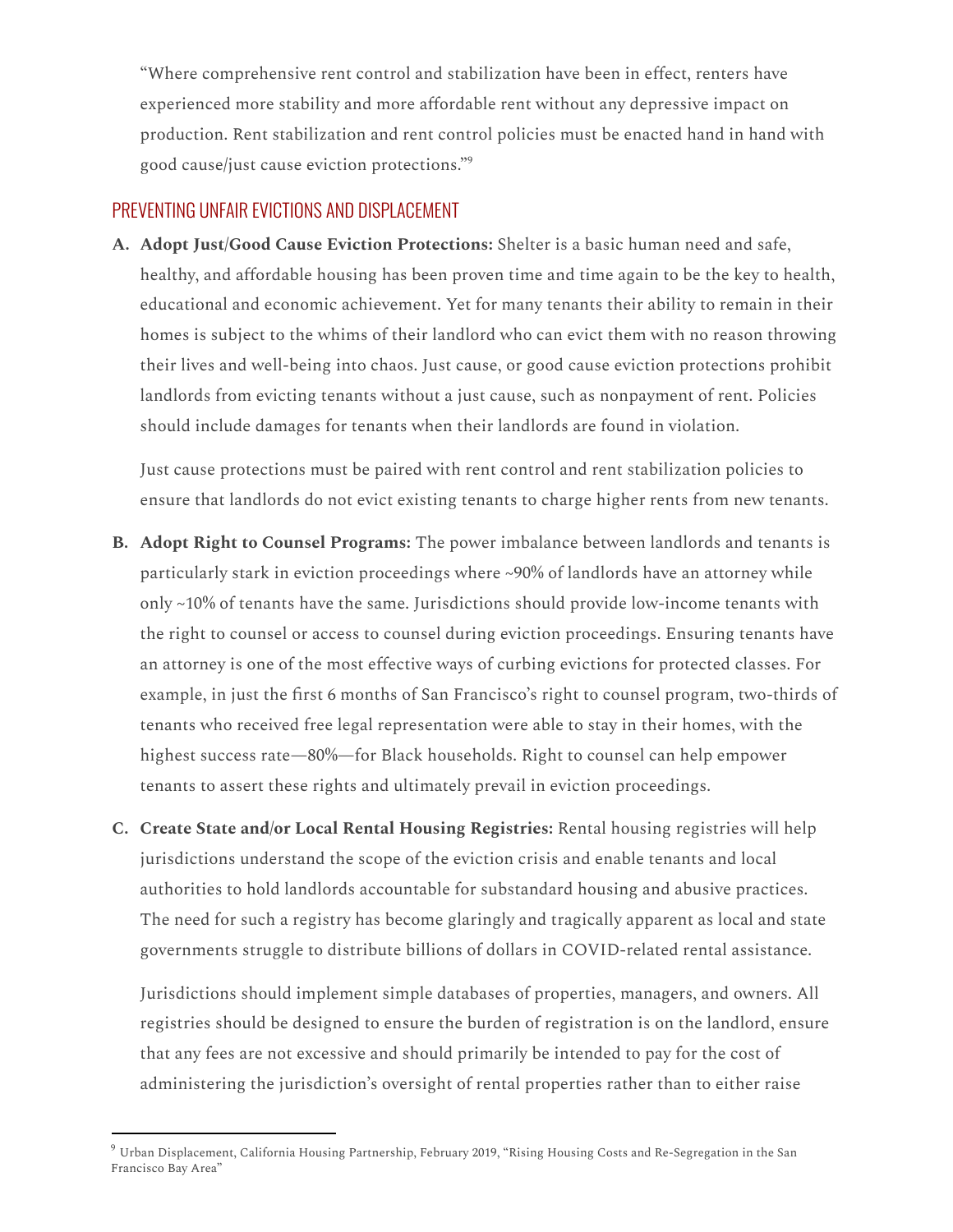"Where comprehensive rent control and stabilization have been in effect, renters have experienced more stability and more affordable rent without any depressive impact on production. Rent stabilization and rent control policies must be enacted hand in hand with good cause/just cause eviction protections."[9]

## PREVENTING UNFAIR EVICTIONS AND DISPLACEMENT

**A. Adopt Just/Good Cause Eviction Protections:** Shelter is a basic human need and safe, healthy, and affordable housing has been proven time and time again to be the key to health, educational and economic achievement. Yet for many tenants their ability to remain in their homes is subject to the whims of their landlord who can evict them with no reason throwing their lives and well-being into chaos. Just cause, or good cause eviction protections prohibit landlords from evicting tenants without a just cause, such as nonpayment of rent. Policies should include damages for tenants when their landlords are found in violation.

   Just cause protections must be paired with rent control and rent stabilization policies to ensure that landlords do not evict existing tenants to charge higher rents from new tenants.

**B. Adopt Right to Counsel Programs:** The power imbalance between landlords and tenants is particularly stark in eviction proceedings where ~90% of landlords have an attorney while only ~10% of tenants have the same. Jurisdictions should provide low-income tenants with the right to counsel or access to counsel during eviction proceedings. Ensuring tenants have an attorney is one of the most effective ways of curbing evictions for protected classes. For example, in just the first 6 months of San Francisco's right to counsel program, two-thirds of tenants who received free legal representation were able to stay in their homes, with the highest success rate—80%—for Black households. Right to counsel can help empower tenants to assert these rights and ultimately prevail in eviction proceedings.

**C. Create State and/or Local Rental Housing Registries:** Rental housing registries will help jurisdictions understand the scope of the eviction crisis and enable tenants and local authorities to hold landlords accountable for substandard housing and abusive practices. The need for such a registry has become glaringly and tragically apparent as local and state governments struggle to distribute billions of dollars in COVID-related rental assistance.

   Jurisdictions should implement simple databases of properties, managers, and owners. All registries should be designed to ensure the burden of registration is on the landlord, ensure that any fees are not excessive and should primarily be intended to pay for the cost of administering the jurisdiction's oversight of rental properties rather than to either raise

---

[9] Urban Displacement, California Housing Partnership, February 2019, "Rising Housing Costs and Re-Segregation in the San Francisco Bay Area"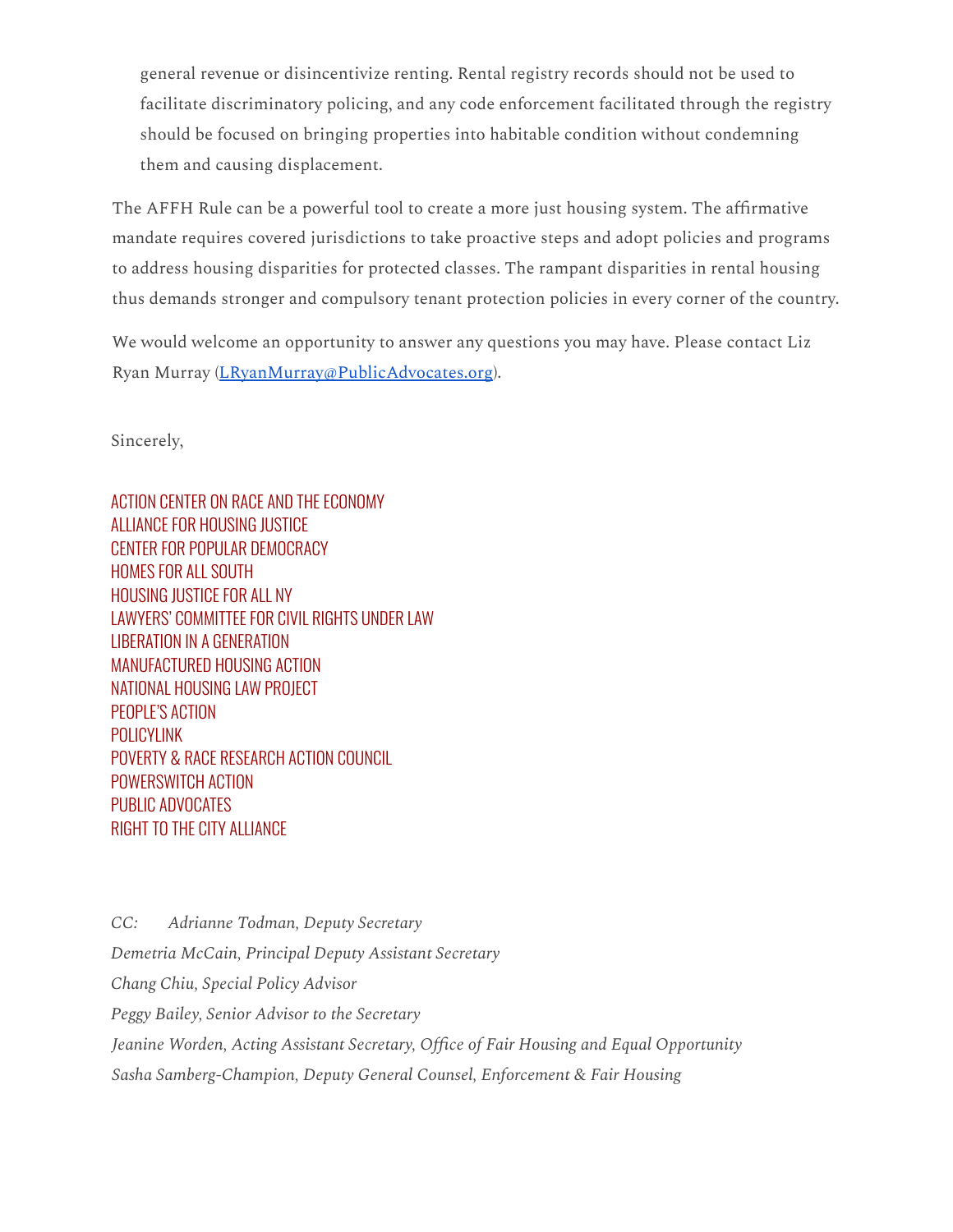general revenue or disincentivize renting. Rental registry records should not be used to facilitate discriminatory policing, and any code enforcement facilitated through the registry should be focused on bringing properties into habitable condition without condemning them and causing displacement.

The AFFH Rule can be a powerful tool to create a more just housing system. The affirmative mandate requires covered jurisdictions to take proactive steps and adopt policies and programs to address housing disparities for protected classes. The rampant disparities in rental housing thus demands stronger and compulsory tenant protection policies in every corner of the country.

We would welcome an opportunity to answer any questions you may have. Please contact Liz Ryan Murray (LRyanMurray@PublicAdvocates.org).

Sincerely,

ACTION CENTER ON RACE AND THE ECONOMY
ALLIANCE FOR HOUSING JUSTICE
CENTER FOR POPULAR DEMOCRACY
HOMES FOR ALL SOUTH
HOUSING JUSTICE FOR ALL NY
LAWYERS' COMMITTEE FOR CIVIL RIGHTS UNDER LAW
LIBERATION IN A GENERATION
MANUFACTURED HOUSING ACTION
NATIONAL HOUSING LAW PROJECT
PEOPLE'S ACTION
POLICYLINK
POVERTY & RACE RESEARCH ACTION COUNCIL
POWERSWITCH ACTION
PUBLIC ADVOCATES
RIGHT TO THE CITY ALLIANCE

*CC: Adrianne Todman, Deputy Secretary*
*Demetria McCain, Principal Deputy Assistant Secretary*
*Chang Chiu, Special Policy Advisor*
*Peggy Bailey, Senior Advisor to the Secretary*
*Jeanine Worden, Acting Assistant Secretary, Office of Fair Housing and Equal Opportunity*
*Sasha Samberg-Champion, Deputy General Counsel, Enforcement & Fair Housing*